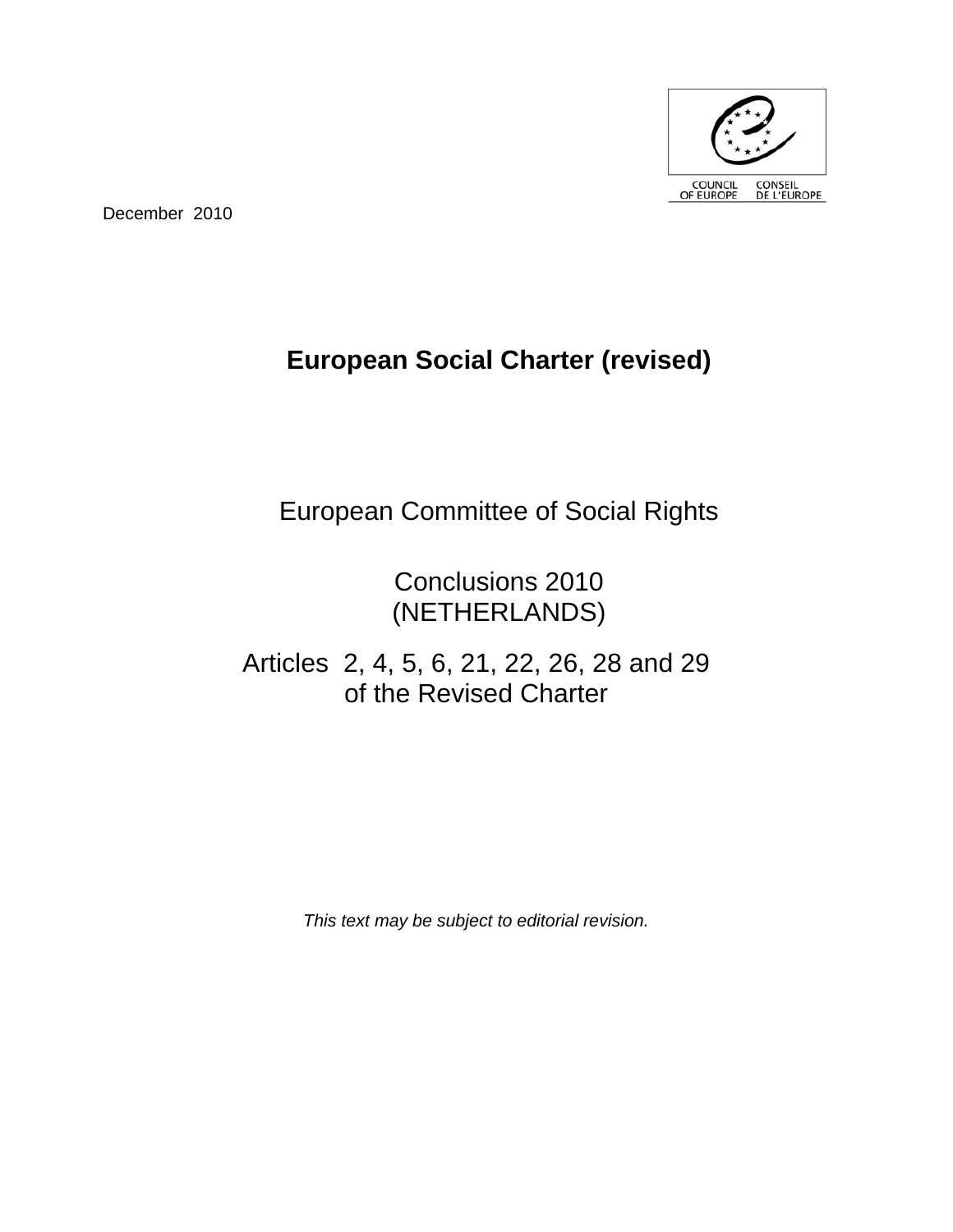COUNCIL OF EUROPE CONSEIL DE L'EUROPE

December 2010

# European Social Charter (revised)

European Committee of Social Rights

Conclusions 2010
(NETHERLANDS)

Articles 2, 4, 5, 6, 21, 22, 26, 28 and 29
of the Revised Charter

*This text may be subject to editorial revision.*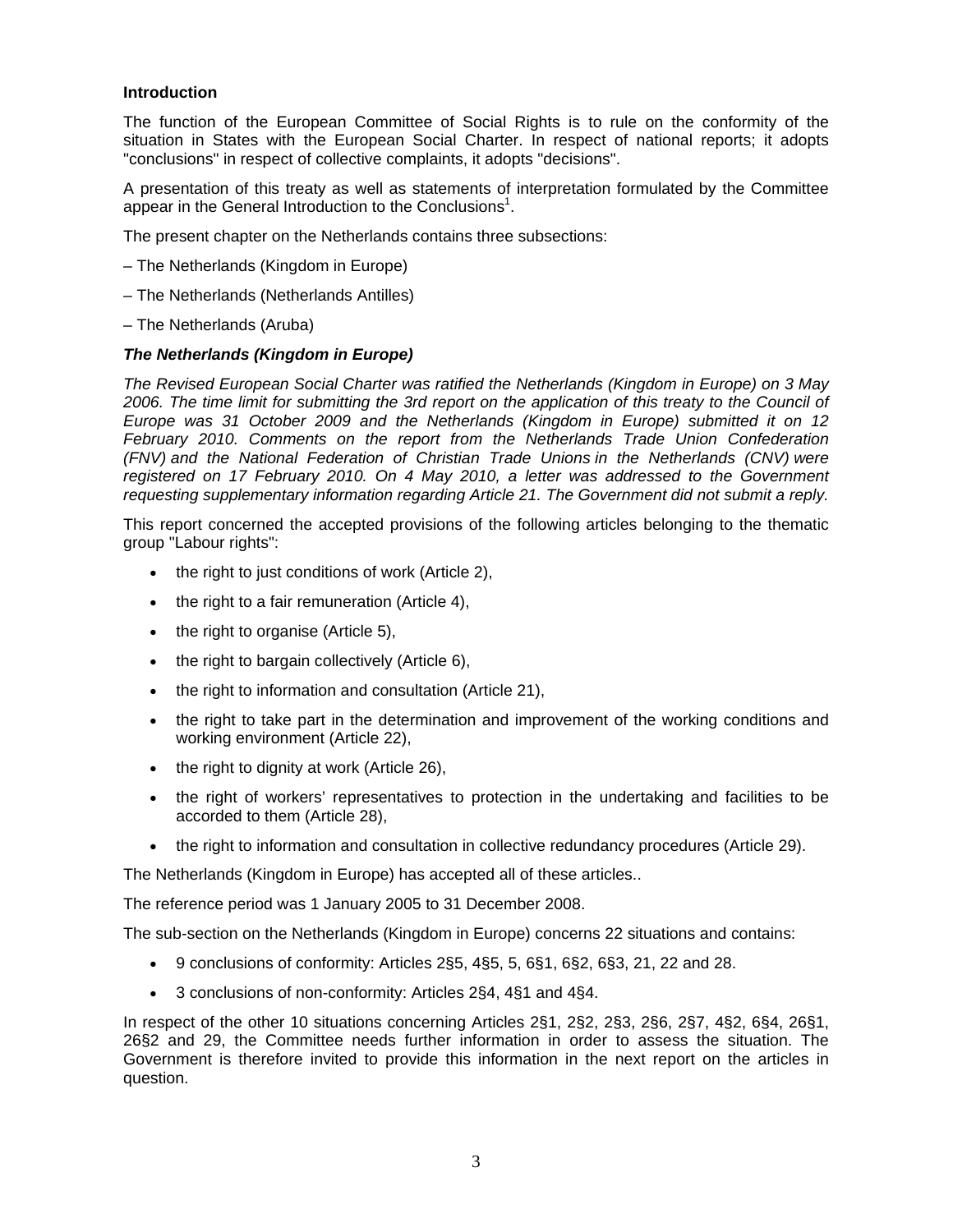**Introduction**

The function of the European Committee of Social Rights is to rule on the conformity of the situation in States with the European Social Charter. In respect of national reports; it adopts "conclusions" in respect of collective complaints, it adopts "decisions".

A presentation of this treaty as well as statements of interpretation formulated by the Committee appear in the General Introduction to the Conclusions[1].

The present chapter on the Netherlands contains three subsections:

– The Netherlands (Kingdom in Europe)

– The Netherlands (Netherlands Antilles)

– The Netherlands (Aruba)

***The Netherlands (Kingdom in Europe)***

*The Revised European Social Charter was ratified the Netherlands (Kingdom in Europe) on 3 May 2006. The time limit for submitting the 3rd report on the application of this treaty to the Council of Europe was 31 October 2009 and the Netherlands (Kingdom in Europe) submitted it on 12 February 2010. Comments on the report from the Netherlands Trade Union Confederation (FNV) and the National Federation of Christian Trade Unions in the Netherlands (CNV) were registered on 17 February 2010. On 4 May 2010, a letter was addressed to the Government requesting supplementary information regarding Article 21. The Government did not submit a reply.*

This report concerned the accepted provisions of the following articles belonging to the thematic group "Labour rights":

- the right to just conditions of work (Article 2),
- the right to a fair remuneration (Article 4),
- the right to organise (Article 5),
- the right to bargain collectively (Article 6),
- the right to information and consultation (Article 21),
- the right to take part in the determination and improvement of the working conditions and working environment (Article 22),
- the right to dignity at work (Article 26),
- the right of workers' representatives to protection in the undertaking and facilities to be accorded to them (Article 28),
- the right to information and consultation in collective redundancy procedures (Article 29).

The Netherlands (Kingdom in Europe) has accepted all of these articles..

The reference period was 1 January 2005 to 31 December 2008.

The sub-section on the Netherlands (Kingdom in Europe) concerns 22 situations and contains:

- 9 conclusions of conformity: Articles 2§5, 4§5, 5, 6§1, 6§2, 6§3, 21, 22 and 28.
- 3 conclusions of non-conformity: Articles 2§4, 4§1 and 4§4.

In respect of the other 10 situations concerning Articles 2§1, 2§2, 2§3, 2§6, 2§7, 4§2, 6§4, 26§1, 26§2 and 29, the Committee needs further information in order to assess the situation. The Government is therefore invited to provide this information in the next report on the articles in question.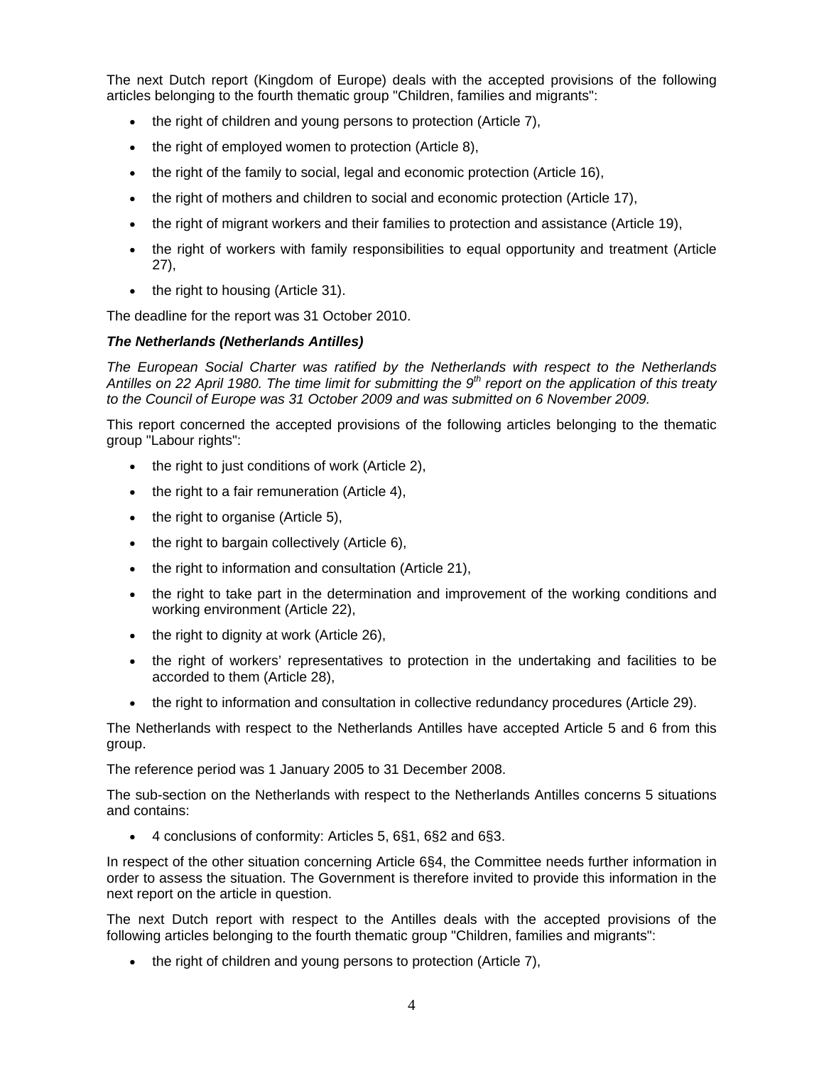The next Dutch report (Kingdom of Europe) deals with the accepted provisions of the following articles belonging to the fourth thematic group "Children, families and migrants":

- the right of children and young persons to protection (Article 7),
- the right of employed women to protection (Article 8),
- the right of the family to social, legal and economic protection (Article 16),
- the right of mothers and children to social and economic protection (Article 17),
- the right of migrant workers and their families to protection and assistance (Article 19),
- the right of workers with family responsibilities to equal opportunity and treatment (Article 27),
- the right to housing (Article 31).

The deadline for the report was 31 October 2010.

***The Netherlands (Netherlands Antilles)***

*The European Social Charter was ratified by the Netherlands with respect to the Netherlands Antilles on 22 April 1980. The time limit for submitting the 9th report on the application of this treaty to the Council of Europe was 31 October 2009 and was submitted on 6 November 2009.*

This report concerned the accepted provisions of the following articles belonging to the thematic group "Labour rights":

- the right to just conditions of work (Article 2),
- the right to a fair remuneration (Article 4),
- the right to organise (Article 5),
- the right to bargain collectively (Article 6),
- the right to information and consultation (Article 21),
- the right to take part in the determination and improvement of the working conditions and working environment (Article 22),
- the right to dignity at work (Article 26),
- the right of workers' representatives to protection in the undertaking and facilities to be accorded to them (Article 28),
- the right to information and consultation in collective redundancy procedures (Article 29).

The Netherlands with respect to the Netherlands Antilles have accepted Article 5 and 6 from this group.

The reference period was 1 January 2005 to 31 December 2008.

The sub-section on the Netherlands with respect to the Netherlands Antilles concerns 5 situations and contains:

- 4 conclusions of conformity: Articles 5, 6§1, 6§2 and 6§3.

In respect of the other situation concerning Article 6§4, the Committee needs further information in order to assess the situation. The Government is therefore invited to provide this information in the next report on the article in question.

The next Dutch report with respect to the Antilles deals with the accepted provisions of the following articles belonging to the fourth thematic group "Children, families and migrants":

- the right of children and young persons to protection (Article 7),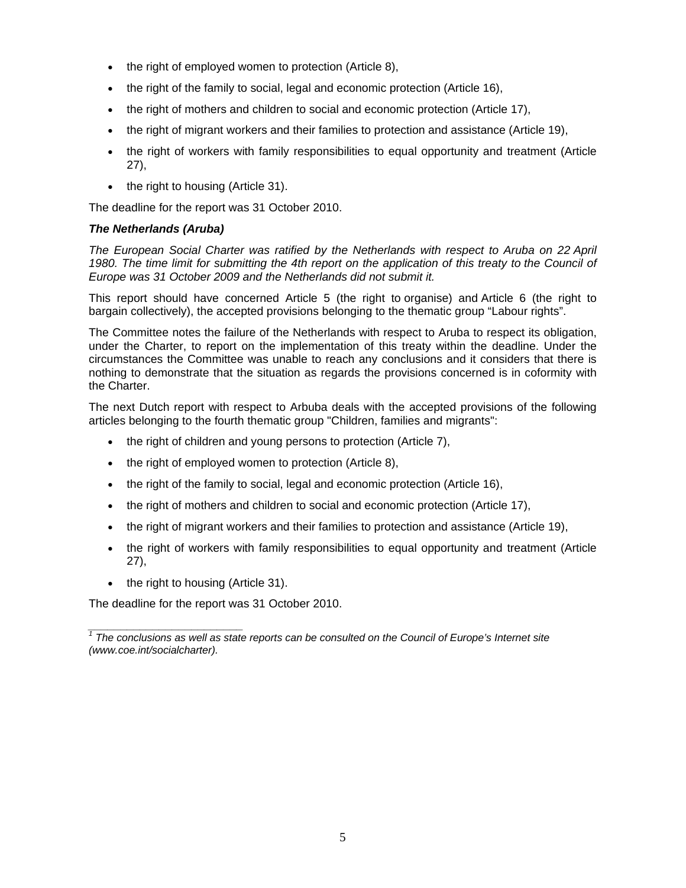- the right of employed women to protection (Article 8),
- the right of the family to social, legal and economic protection (Article 16),
- the right of mothers and children to social and economic protection (Article 17),
- the right of migrant workers and their families to protection and assistance (Article 19),
- the right of workers with family responsibilities to equal opportunity and treatment (Article 27),
- the right to housing (Article 31).

The deadline for the report was 31 October 2010.

***The Netherlands (Aruba)***

*The European Social Charter was ratified by the Netherlands with respect to Aruba on 22 April 1980. The time limit for submitting the 4th report on the application of this treaty to the Council of Europe was 31 October 2009 and the Netherlands did not submit it.*

This report should have concerned Article 5 (the right to organise) and Article 6 (the right to bargain collectively), the accepted provisions belonging to the thematic group "Labour rights".

The Committee notes the failure of the Netherlands with respect to Aruba to respect its obligation, under the Charter, to report on the implementation of this treaty within the deadline. Under the circumstances the Committee was unable to reach any conclusions and it considers that there is nothing to demonstrate that the situation as regards the provisions concerned is in coformity with the Charter.

The next Dutch report with respect to Arbuba deals with the accepted provisions of the following articles belonging to the fourth thematic group "Children, families and migrants":

- the right of children and young persons to protection (Article 7),
- the right of employed women to protection (Article 8),
- the right of the family to social, legal and economic protection (Article 16),
- the right of mothers and children to social and economic protection (Article 17),
- the right of migrant workers and their families to protection and assistance (Article 19),
- the right of workers with family responsibilities to equal opportunity and treatment (Article 27),
- the right to housing (Article 31).

The deadline for the report was 31 October 2010.

---

*[1] The conclusions as well as state reports can be consulted on the Council of Europe's Internet site (www.coe.int/socialcharter).*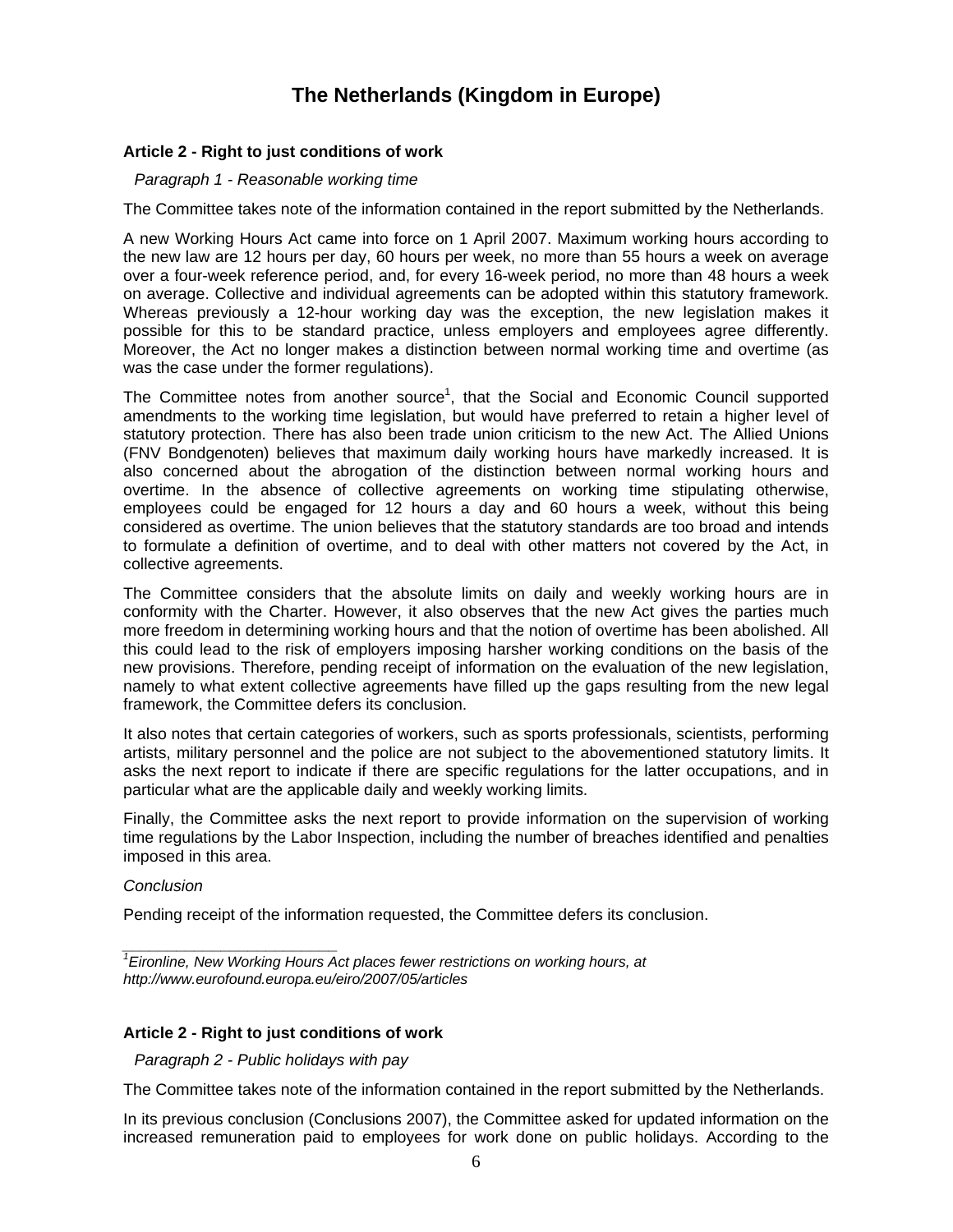# The Netherlands (Kingdom in Europe)

**Article 2 - Right to just conditions of work**

*Paragraph 1 - Reasonable working time*

The Committee takes note of the information contained in the report submitted by the Netherlands.

A new Working Hours Act came into force on 1 April 2007. Maximum working hours according to the new law are 12 hours per day, 60 hours per week, no more than 55 hours a week on average over a four-week reference period, and, for every 16-week period, no more than 48 hours a week on average. Collective and individual agreements can be adopted within this statutory framework. Whereas previously a 12-hour working day was the exception, the new legislation makes it possible for this to be standard practice, unless employers and employees agree differently. Moreover, the Act no longer makes a distinction between normal working time and overtime (as was the case under the former regulations).

The Committee notes from another source[1], that the Social and Economic Council supported amendments to the working time legislation, but would have preferred to retain a higher level of statutory protection. There has also been trade union criticism to the new Act. The Allied Unions (FNV Bondgenoten) believes that maximum daily working hours have markedly increased. It is also concerned about the abrogation of the distinction between normal working hours and overtime. In the absence of collective agreements on working time stipulating otherwise, employees could be engaged for 12 hours a day and 60 hours a week, without this being considered as overtime. The union believes that the statutory standards are too broad and intends to formulate a definition of overtime, and to deal with other matters not covered by the Act, in collective agreements.

The Committee considers that the absolute limits on daily and weekly working hours are in conformity with the Charter. However, it also observes that the new Act gives the parties much more freedom in determining working hours and that the notion of overtime has been abolished. All this could lead to the risk of employers imposing harsher working conditions on the basis of the new provisions. Therefore, pending receipt of information on the evaluation of the new legislation, namely to what extent collective agreements have filled up the gaps resulting from the new legal framework, the Committee defers its conclusion.

It also notes that certain categories of workers, such as sports professionals, scientists, performing artists, military personnel and the police are not subject to the abovementioned statutory limits. It asks the next report to indicate if there are specific regulations for the latter occupations, and in particular what are the applicable daily and weekly working limits.

Finally, the Committee asks the next report to provide information on the supervision of working time regulations by the Labor Inspection, including the number of breaches identified and penalties imposed in this area.

*Conclusion*

Pending receipt of the information requested, the Committee defers its conclusion.

---

[1] *Eironline, New Working Hours Act places fewer restrictions on working hours, at http://www.eurofound.europa.eu/eiro/2007/05/articles*

**Article 2 - Right to just conditions of work**

*Paragraph 2 - Public holidays with pay*

The Committee takes note of the information contained in the report submitted by the Netherlands.

In its previous conclusion (Conclusions 2007), the Committee asked for updated information on the increased remuneration paid to employees for work done on public holidays. According to the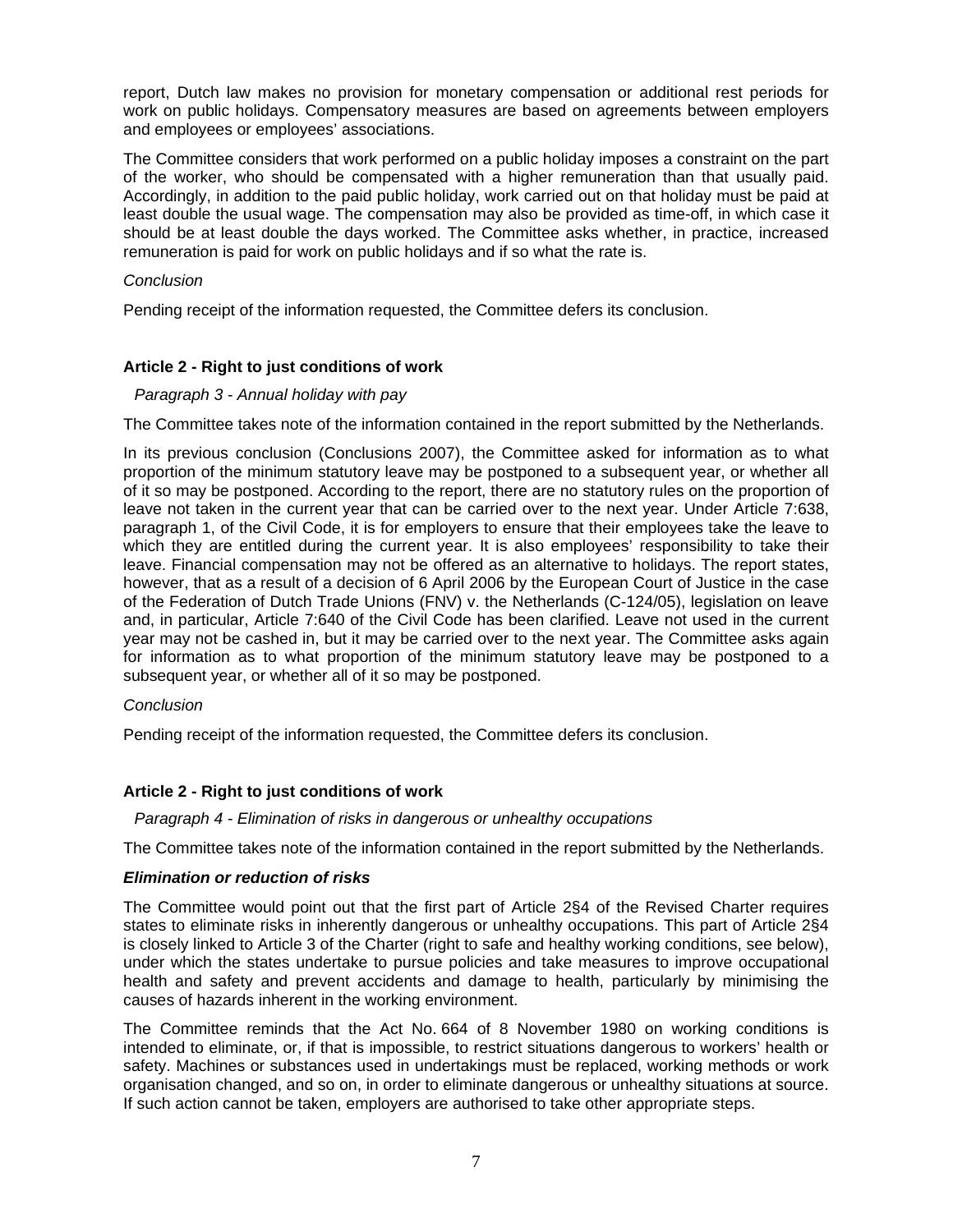report, Dutch law makes no provision for monetary compensation or additional rest periods for work on public holidays. Compensatory measures are based on agreements between employers and employees or employees' associations.

The Committee considers that work performed on a public holiday imposes a constraint on the part of the worker, who should be compensated with a higher remuneration than that usually paid. Accordingly, in addition to the paid public holiday, work carried out on that holiday must be paid at least double the usual wage. The compensation may also be provided as time-off, in which case it should be at least double the days worked. The Committee asks whether, in practice, increased remuneration is paid for work on public holidays and if so what the rate is.

*Conclusion*

Pending receipt of the information requested, the Committee defers its conclusion.

**Article 2 - Right to just conditions of work**

*Paragraph 3 - Annual holiday with pay*

The Committee takes note of the information contained in the report submitted by the Netherlands.

In its previous conclusion (Conclusions 2007), the Committee asked for information as to what proportion of the minimum statutory leave may be postponed to a subsequent year, or whether all of it so may be postponed. According to the report, there are no statutory rules on the proportion of leave not taken in the current year that can be carried over to the next year. Under Article 7:638, paragraph 1, of the Civil Code, it is for employers to ensure that their employees take the leave to which they are entitled during the current year. It is also employees' responsibility to take their leave. Financial compensation may not be offered as an alternative to holidays. The report states, however, that as a result of a decision of 6 April 2006 by the European Court of Justice in the case of the Federation of Dutch Trade Unions (FNV) v. the Netherlands (C-124/05), legislation on leave and, in particular, Article 7:640 of the Civil Code has been clarified. Leave not used in the current year may not be cashed in, but it may be carried over to the next year. The Committee asks again for information as to what proportion of the minimum statutory leave may be postponed to a subsequent year, or whether all of it so may be postponed.

*Conclusion*

Pending receipt of the information requested, the Committee defers its conclusion.

**Article 2 - Right to just conditions of work**

*Paragraph 4 - Elimination of risks in dangerous or unhealthy occupations*

The Committee takes note of the information contained in the report submitted by the Netherlands.

***Elimination or reduction of risks***

The Committee would point out that the first part of Article 2§4 of the Revised Charter requires states to eliminate risks in inherently dangerous or unhealthy occupations. This part of Article 2§4 is closely linked to Article 3 of the Charter (right to safe and healthy working conditions, see below), under which the states undertake to pursue policies and take measures to improve occupational health and safety and prevent accidents and damage to health, particularly by minimising the causes of hazards inherent in the working environment.

The Committee reminds that the Act No. 664 of 8 November 1980 on working conditions is intended to eliminate, or, if that is impossible, to restrict situations dangerous to workers' health or safety. Machines or substances used in undertakings must be replaced, working methods or work organisation changed, and so on, in order to eliminate dangerous or unhealthy situations at source. If such action cannot be taken, employers are authorised to take other appropriate steps.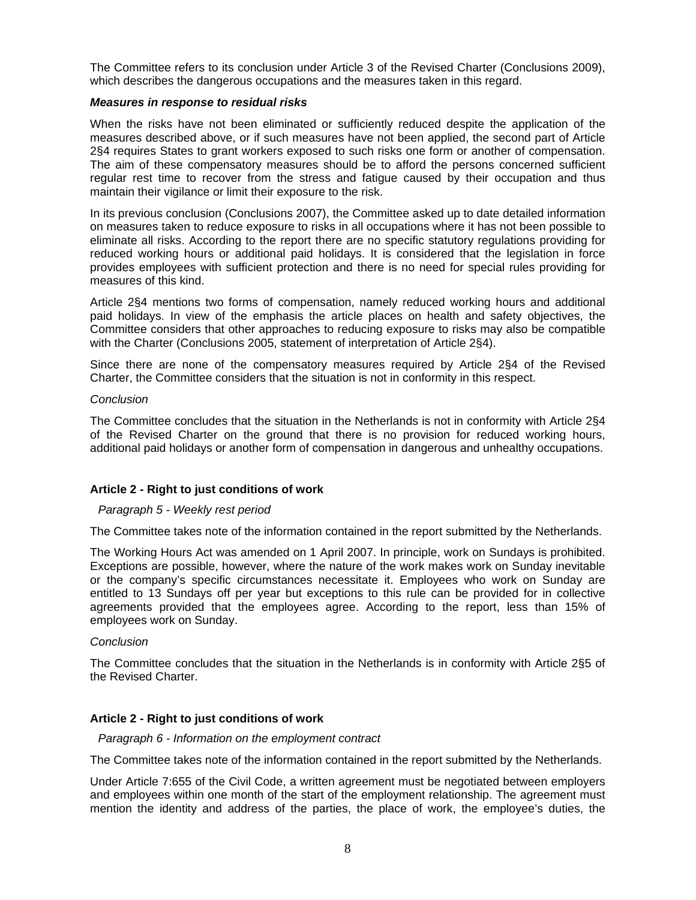The Committee refers to its conclusion under Article 3 of the Revised Charter (Conclusions 2009), which describes the dangerous occupations and the measures taken in this regard.

***Measures in response to residual risks***

When the risks have not been eliminated or sufficiently reduced despite the application of the measures described above, or if such measures have not been applied, the second part of Article 2§4 requires States to grant workers exposed to such risks one form or another of compensation. The aim of these compensatory measures should be to afford the persons concerned sufficient regular rest time to recover from the stress and fatigue caused by their occupation and thus maintain their vigilance or limit their exposure to the risk.

In its previous conclusion (Conclusions 2007), the Committee asked up to date detailed information on measures taken to reduce exposure to risks in all occupations where it has not been possible to eliminate all risks. According to the report there are no specific statutory regulations providing for reduced working hours or additional paid holidays. It is considered that the legislation in force provides employees with sufficient protection and there is no need for special rules providing for measures of this kind.

Article 2§4 mentions two forms of compensation, namely reduced working hours and additional paid holidays. In view of the emphasis the article places on health and safety objectives, the Committee considers that other approaches to reducing exposure to risks may also be compatible with the Charter (Conclusions 2005, statement of interpretation of Article 2§4).

Since there are none of the compensatory measures required by Article 2§4 of the Revised Charter, the Committee considers that the situation is not in conformity in this respect.

*Conclusion*

The Committee concludes that the situation in the Netherlands is not in conformity with Article 2§4 of the Revised Charter on the ground that there is no provision for reduced working hours, additional paid holidays or another form of compensation in dangerous and unhealthy occupations.

## Article 2 - Right to just conditions of work

*Paragraph 5 - Weekly rest period*

The Committee takes note of the information contained in the report submitted by the Netherlands.

The Working Hours Act was amended on 1 April 2007. In principle, work on Sundays is prohibited. Exceptions are possible, however, where the nature of the work makes work on Sunday inevitable or the company's specific circumstances necessitate it. Employees who work on Sunday are entitled to 13 Sundays off per year but exceptions to this rule can be provided for in collective agreements provided that the employees agree. According to the report, less than 15% of employees work on Sunday.

*Conclusion*

The Committee concludes that the situation in the Netherlands is in conformity with Article 2§5 of the Revised Charter.

## Article 2 - Right to just conditions of work

*Paragraph 6 - Information on the employment contract*

The Committee takes note of the information contained in the report submitted by the Netherlands.

Under Article 7:655 of the Civil Code, a written agreement must be negotiated between employers and employees within one month of the start of the employment relationship. The agreement must mention the identity and address of the parties, the place of work, the employee's duties, the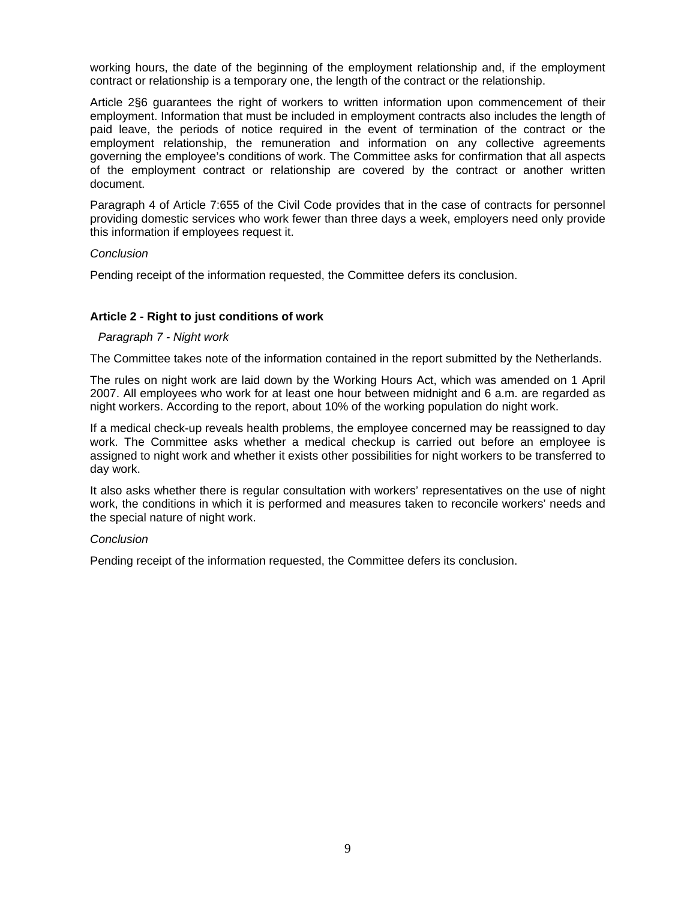working hours, the date of the beginning of the employment relationship and, if the employment contract or relationship is a temporary one, the length of the contract or the relationship.

Article 2§6 guarantees the right of workers to written information upon commencement of their employment. Information that must be included in employment contracts also includes the length of paid leave, the periods of notice required in the event of termination of the contract or the employment relationship, the remuneration and information on any collective agreements governing the employee's conditions of work. The Committee asks for confirmation that all aspects of the employment contract or relationship are covered by the contract or another written document.

Paragraph 4 of Article 7:655 of the Civil Code provides that in the case of contracts for personnel providing domestic services who work fewer than three days a week, employers need only provide this information if employees request it.

*Conclusion*

Pending receipt of the information requested, the Committee defers its conclusion.

### Article 2 - Right to just conditions of work

*Paragraph 7 - Night work*

The Committee takes note of the information contained in the report submitted by the Netherlands.

The rules on night work are laid down by the Working Hours Act, which was amended on 1 April 2007. All employees who work for at least one hour between midnight and 6 a.m. are regarded as night workers. According to the report, about 10% of the working population do night work.

If a medical check-up reveals health problems, the employee concerned may be reassigned to day work. The Committee asks whether a medical checkup is carried out before an employee is assigned to night work and whether it exists other possibilities for night workers to be transferred to day work.

It also asks whether there is regular consultation with workers' representatives on the use of night work, the conditions in which it is performed and measures taken to reconcile workers' needs and the special nature of night work.

*Conclusion*

Pending receipt of the information requested, the Committee defers its conclusion.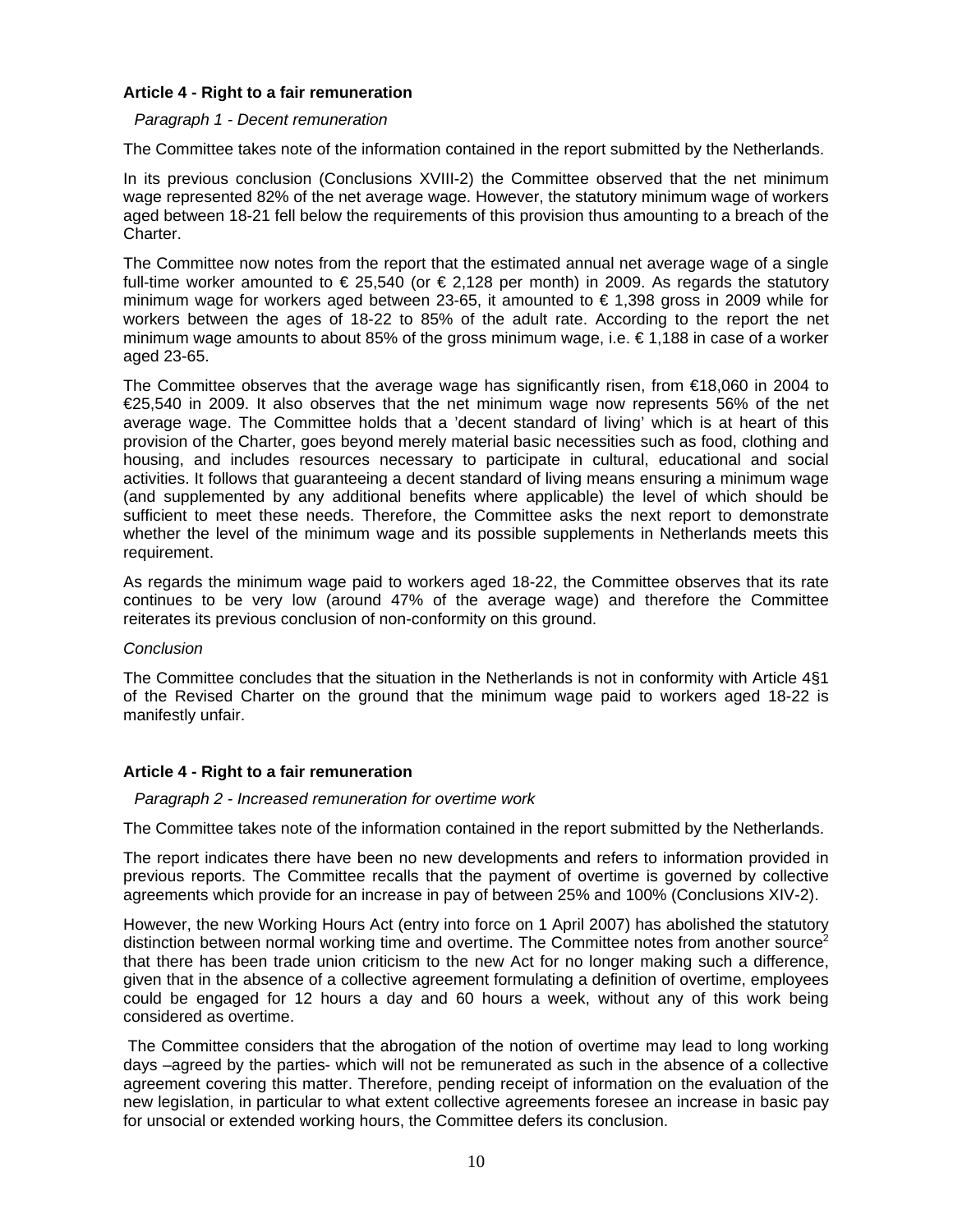**Article 4 - Right to a fair remuneration**

*Paragraph 1 - Decent remuneration*

The Committee takes note of the information contained in the report submitted by the Netherlands.

In its previous conclusion (Conclusions XVIII-2) the Committee observed that the net minimum wage represented 82% of the net average wage. However, the statutory minimum wage of workers aged between 18-21 fell below the requirements of this provision thus amounting to a breach of the Charter.

The Committee now notes from the report that the estimated annual net average wage of a single full-time worker amounted to € 25,540 (or € 2,128 per month) in 2009. As regards the statutory minimum wage for workers aged between 23-65, it amounted to € 1,398 gross in 2009 while for workers between the ages of 18-22 to 85% of the adult rate. According to the report the net minimum wage amounts to about 85% of the gross minimum wage, i.e. € 1,188 in case of a worker aged 23-65.

The Committee observes that the average wage has significantly risen, from €18,060 in 2004 to €25,540 in 2009. It also observes that the net minimum wage now represents 56% of the net average wage. The Committee holds that a 'decent standard of living' which is at heart of this provision of the Charter, goes beyond merely material basic necessities such as food, clothing and housing, and includes resources necessary to participate in cultural, educational and social activities. It follows that guaranteeing a decent standard of living means ensuring a minimum wage (and supplemented by any additional benefits where applicable) the level of which should be sufficient to meet these needs. Therefore, the Committee asks the next report to demonstrate whether the level of the minimum wage and its possible supplements in Netherlands meets this requirement.

As regards the minimum wage paid to workers aged 18-22, the Committee observes that its rate continues to be very low (around 47% of the average wage) and therefore the Committee reiterates its previous conclusion of non-conformity on this ground.

*Conclusion*

The Committee concludes that the situation in the Netherlands is not in conformity with Article 4§1 of the Revised Charter on the ground that the minimum wage paid to workers aged 18-22 is manifestly unfair.

**Article 4 - Right to a fair remuneration**

*Paragraph 2 - Increased remuneration for overtime work*

The Committee takes note of the information contained in the report submitted by the Netherlands.

The report indicates there have been no new developments and refers to information provided in previous reports. The Committee recalls that the payment of overtime is governed by collective agreements which provide for an increase in pay of between 25% and 100% (Conclusions XIV-2).

However, the new Working Hours Act (entry into force on 1 April 2007) has abolished the statutory distinction between normal working time and overtime. The Committee notes from another source[2] that there has been trade union criticism to the new Act for no longer making such a difference, given that in the absence of a collective agreement formulating a definition of overtime, employees could be engaged for 12 hours a day and 60 hours a week, without any of this work being considered as overtime.

The Committee considers that the abrogation of the notion of overtime may lead to long working days –agreed by the parties- which will not be remunerated as such in the absence of a collective agreement covering this matter. Therefore, pending receipt of information on the evaluation of the new legislation, in particular to what extent collective agreements foresee an increase in basic pay for unsocial or extended working hours, the Committee defers its conclusion.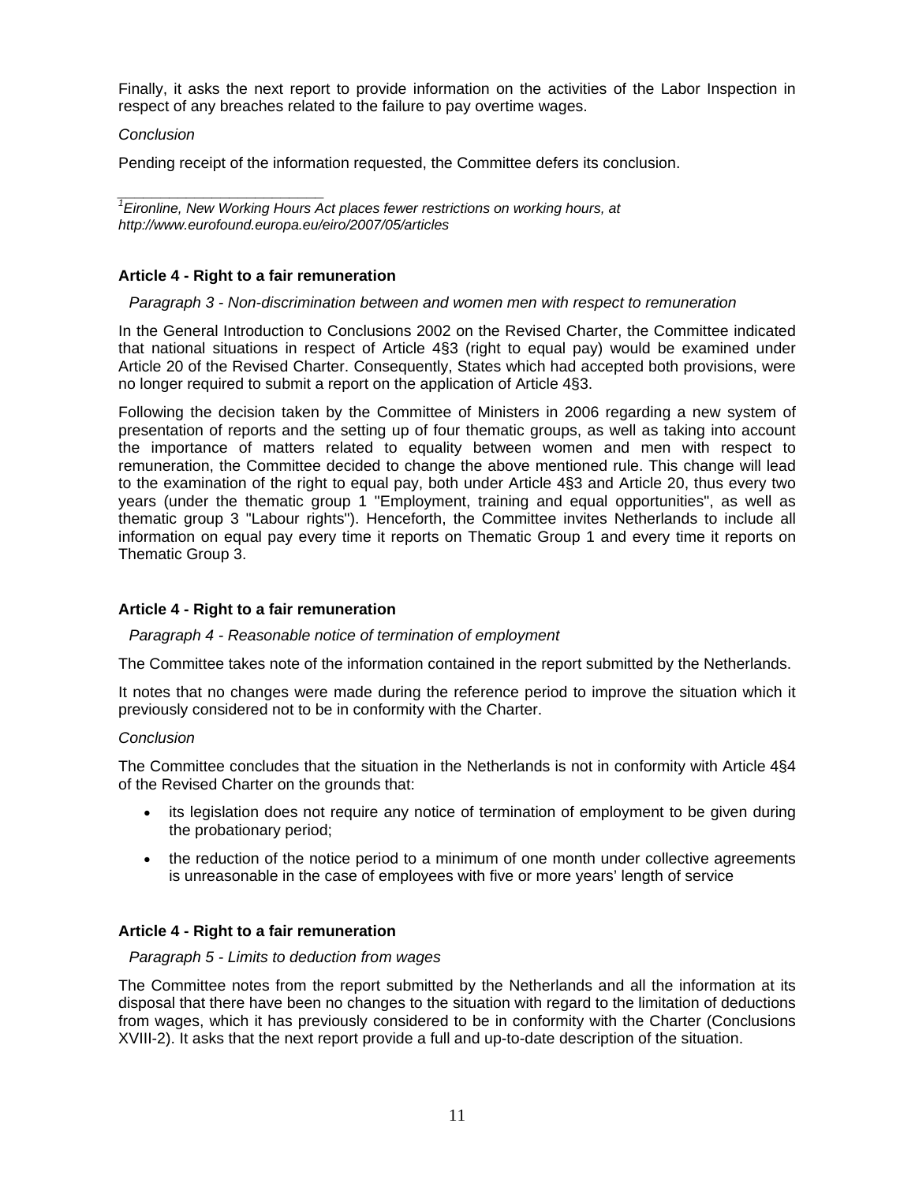Finally, it asks the next report to provide information on the activities of the Labor Inspection in respect of any breaches related to the failure to pay overtime wages.

*Conclusion*

Pending receipt of the information requested, the Committee defers its conclusion.

---

[1] *Eironline, New Working Hours Act places fewer restrictions on working hours, at http://www.eurofound.europa.eu/eiro/2007/05/articles*

### Article 4 - Right to a fair remuneration

*Paragraph 3 - Non-discrimination between and women men with respect to remuneration*

In the General Introduction to Conclusions 2002 on the Revised Charter, the Committee indicated that national situations in respect of Article 4§3 (right to equal pay) would be examined under Article 20 of the Revised Charter. Consequently, States which had accepted both provisions, were no longer required to submit a report on the application of Article 4§3.

Following the decision taken by the Committee of Ministers in 2006 regarding a new system of presentation of reports and the setting up of four thematic groups, as well as taking into account the importance of matters related to equality between women and men with respect to remuneration, the Committee decided to change the above mentioned rule. This change will lead to the examination of the right to equal pay, both under Article 4§3 and Article 20, thus every two years (under the thematic group 1 "Employment, training and equal opportunities", as well as thematic group 3 "Labour rights"). Henceforth, the Committee invites Netherlands to include all information on equal pay every time it reports on Thematic Group 1 and every time it reports on Thematic Group 3.

### Article 4 - Right to a fair remuneration

*Paragraph 4 - Reasonable notice of termination of employment*

The Committee takes note of the information contained in the report submitted by the Netherlands.

It notes that no changes were made during the reference period to improve the situation which it previously considered not to be in conformity with the Charter.

*Conclusion*

The Committee concludes that the situation in the Netherlands is not in conformity with Article 4§4 of the Revised Charter on the grounds that:

- its legislation does not require any notice of termination of employment to be given during the probationary period;
- the reduction of the notice period to a minimum of one month under collective agreements is unreasonable in the case of employees with five or more years' length of service

### Article 4 - Right to a fair remuneration

*Paragraph 5 - Limits to deduction from wages*

The Committee notes from the report submitted by the Netherlands and all the information at its disposal that there have been no changes to the situation with regard to the limitation of deductions from wages, which it has previously considered to be in conformity with the Charter (Conclusions XVIII-2). It asks that the next report provide a full and up-to-date description of the situation.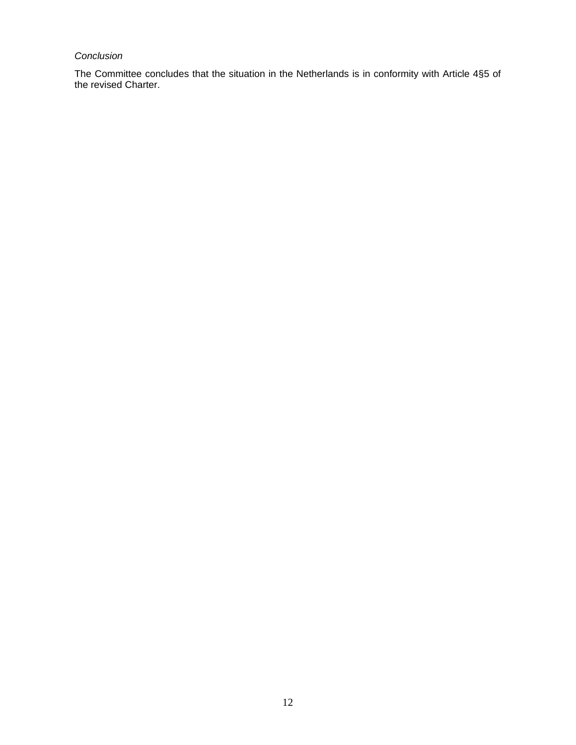*Conclusion*

The Committee concludes that the situation in the Netherlands is in conformity with Article 4§5 of the revised Charter.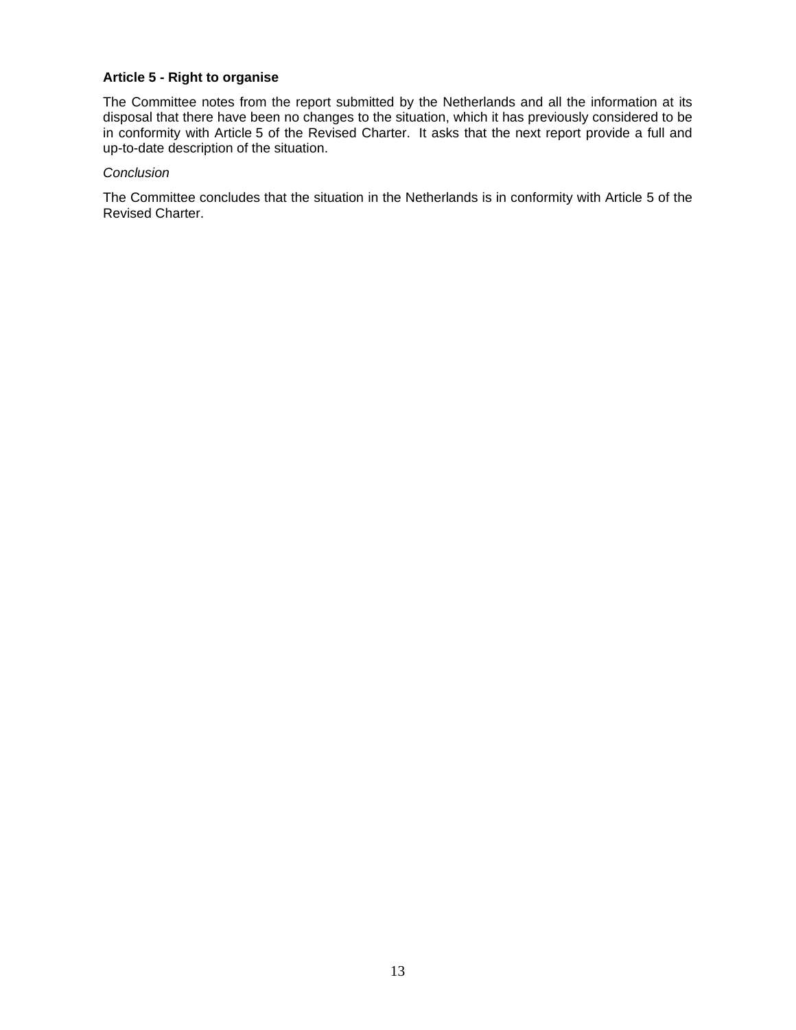**Article 5 - Right to organise**

The Committee notes from the report submitted by the Netherlands and all the information at its disposal that there have been no changes to the situation, which it has previously considered to be in conformity with Article 5 of the Revised Charter. It asks that the next report provide a full and up-to-date description of the situation.

*Conclusion*

The Committee concludes that the situation in the Netherlands is in conformity with Article 5 of the Revised Charter.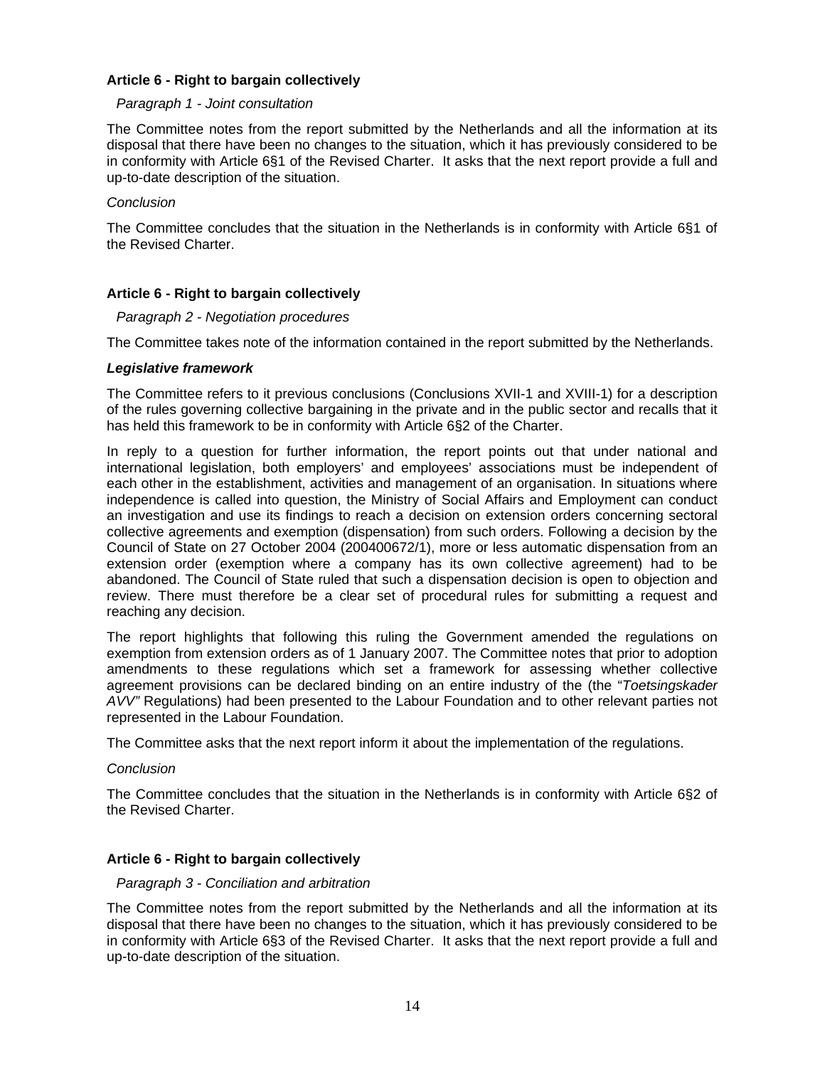### Article 6 - Right to bargain collectively

*Paragraph 1 - Joint consultation*

The Committee notes from the report submitted by the Netherlands and all the information at its disposal that there have been no changes to the situation, which it has previously considered to be in conformity with Article 6§1 of the Revised Charter. It asks that the next report provide a full and up-to-date description of the situation.

*Conclusion*

The Committee concludes that the situation in the Netherlands is in conformity with Article 6§1 of the Revised Charter.

### Article 6 - Right to bargain collectively

*Paragraph 2 - Negotiation procedures*

The Committee takes note of the information contained in the report submitted by the Netherlands.

***Legislative framework***

The Committee refers to it previous conclusions (Conclusions XVII-1 and XVIII-1) for a description of the rules governing collective bargaining in the private and in the public sector and recalls that it has held this framework to be in conformity with Article 6§2 of the Charter.

In reply to a question for further information, the report points out that under national and international legislation, both employers' and employees' associations must be independent of each other in the establishment, activities and management of an organisation. In situations where independence is called into question, the Ministry of Social Affairs and Employment can conduct an investigation and use its findings to reach a decision on extension orders concerning sectoral collective agreements and exemption (dispensation) from such orders. Following a decision by the Council of State on 27 October 2004 (200400672/1), more or less automatic dispensation from an extension order (exemption where a company has its own collective agreement) had to be abandoned. The Council of State ruled that such a dispensation decision is open to objection and review. There must therefore be a clear set of procedural rules for submitting a request and reaching any decision.

The report highlights that following this ruling the Government amended the regulations on exemption from extension orders as of 1 January 2007. The Committee notes that prior to adoption amendments to these regulations which set a framework for assessing whether collective agreement provisions can be declared binding on an entire industry of the (the "*Toetsingskader AVV"* Regulations) had been presented to the Labour Foundation and to other relevant parties not represented in the Labour Foundation.

The Committee asks that the next report inform it about the implementation of the regulations.

*Conclusion*

The Committee concludes that the situation in the Netherlands is in conformity with Article 6§2 of the Revised Charter.

### Article 6 - Right to bargain collectively

*Paragraph 3 - Conciliation and arbitration*

The Committee notes from the report submitted by the Netherlands and all the information at its disposal that there have been no changes to the situation, which it has previously considered to be in conformity with Article 6§3 of the Revised Charter. It asks that the next report provide a full and up-to-date description of the situation.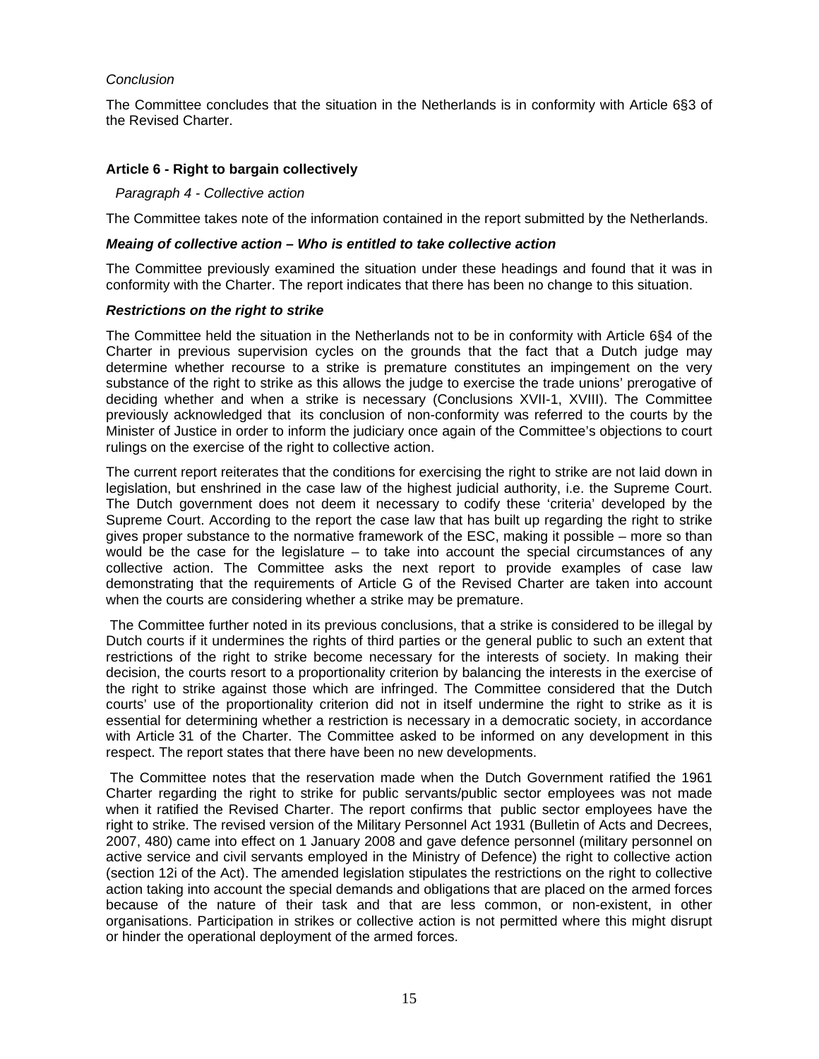*Conclusion*

The Committee concludes that the situation in the Netherlands is in conformity with Article 6§3 of the Revised Charter.

### Article 6 - Right to bargain collectively

*Paragraph 4 - Collective action*

The Committee takes note of the information contained in the report submitted by the Netherlands.

***Meaing of collective action – Who is entitled to take collective action***

The Committee previously examined the situation under these headings and found that it was in conformity with the Charter. The report indicates that there has been no change to this situation.

***Restrictions on the right to strike***

The Committee held the situation in the Netherlands not to be in conformity with Article 6§4 of the Charter in previous supervision cycles on the grounds that the fact that a Dutch judge may determine whether recourse to a strike is premature constitutes an impingement on the very substance of the right to strike as this allows the judge to exercise the trade unions' prerogative of deciding whether and when a strike is necessary (Conclusions XVII-1, XVIII). The Committee previously acknowledged that its conclusion of non-conformity was referred to the courts by the Minister of Justice in order to inform the judiciary once again of the Committee's objections to court rulings on the exercise of the right to collective action.

The current report reiterates that the conditions for exercising the right to strike are not laid down in legislation, but enshrined in the case law of the highest judicial authority, i.e. the Supreme Court. The Dutch government does not deem it necessary to codify these 'criteria' developed by the Supreme Court. According to the report the case law that has built up regarding the right to strike gives proper substance to the normative framework of the ESC, making it possible – more so than would be the case for the legislature – to take into account the special circumstances of any collective action. The Committee asks the next report to provide examples of case law demonstrating that the requirements of Article G of the Revised Charter are taken into account when the courts are considering whether a strike may be premature.

The Committee further noted in its previous conclusions, that a strike is considered to be illegal by Dutch courts if it undermines the rights of third parties or the general public to such an extent that restrictions of the right to strike become necessary for the interests of society. In making their decision, the courts resort to a proportionality criterion by balancing the interests in the exercise of the right to strike against those which are infringed. The Committee considered that the Dutch courts' use of the proportionality criterion did not in itself undermine the right to strike as it is essential for determining whether a restriction is necessary in a democratic society, in accordance with Article 31 of the Charter. The Committee asked to be informed on any development in this respect. The report states that there have been no new developments.

The Committee notes that the reservation made when the Dutch Government ratified the 1961 Charter regarding the right to strike for public servants/public sector employees was not made when it ratified the Revised Charter. The report confirms that public sector employees have the right to strike. The revised version of the Military Personnel Act 1931 (Bulletin of Acts and Decrees, 2007, 480) came into effect on 1 January 2008 and gave defence personnel (military personnel on active service and civil servants employed in the Ministry of Defence) the right to collective action (section 12i of the Act). The amended legislation stipulates the restrictions on the right to collective action taking into account the special demands and obligations that are placed on the armed forces because of the nature of their task and that are less common, or non-existent, in other organisations. Participation in strikes or collective action is not permitted where this might disrupt or hinder the operational deployment of the armed forces.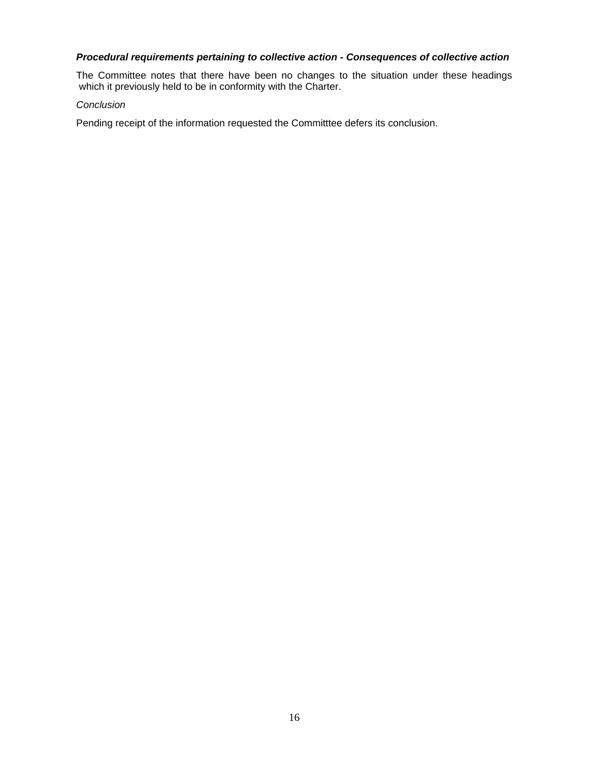***Procedural requirements pertaining to collective action - Consequences of collective action***

The Committee notes that there have been no changes to the situation under these headings which it previously held to be in conformity with the Charter.

*Conclusion*

Pending receipt of the information requested the Committtee defers its conclusion.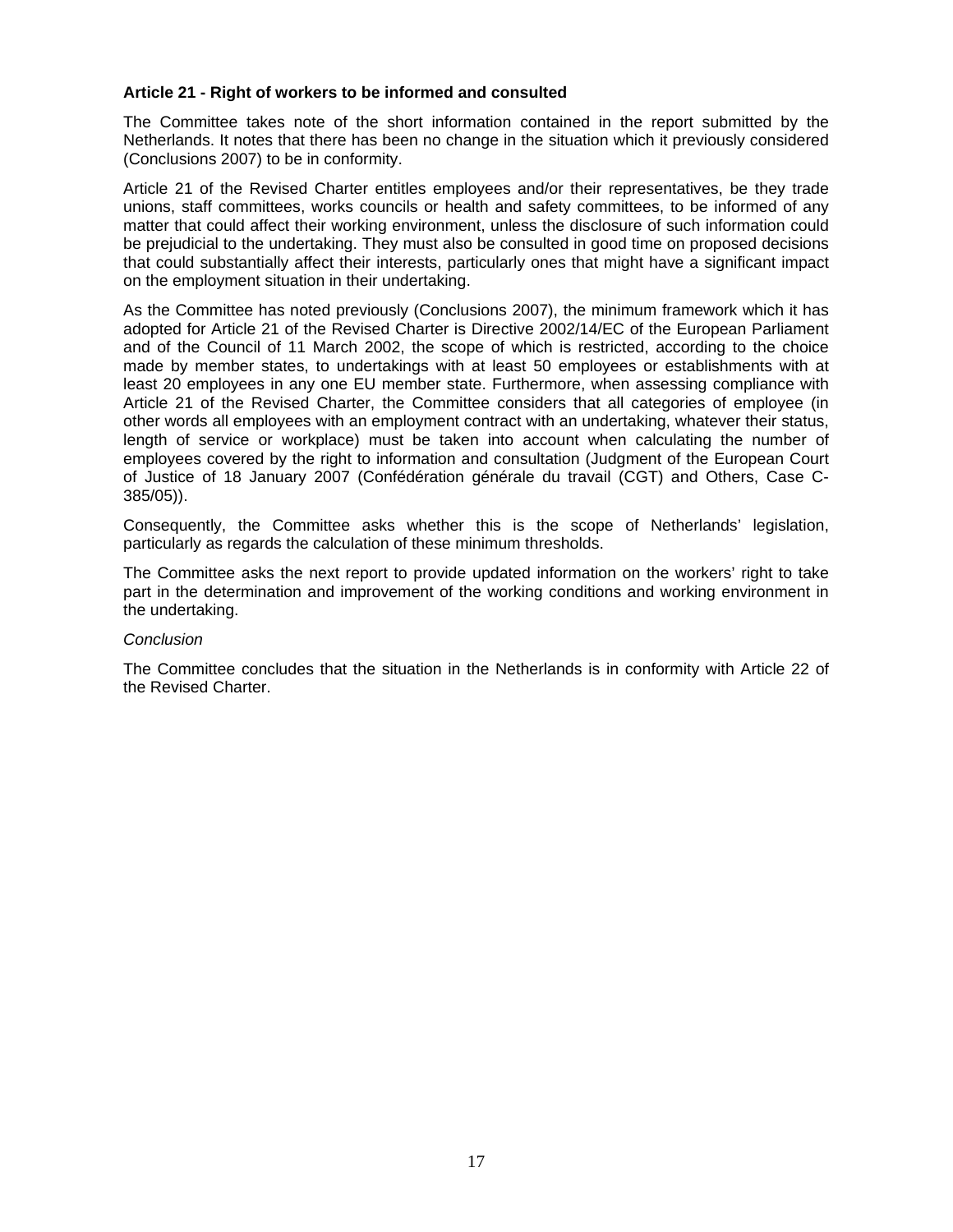**Article 21 - Right of workers to be informed and consulted**

The Committee takes note of the short information contained in the report submitted by the Netherlands. It notes that there has been no change in the situation which it previously considered (Conclusions 2007) to be in conformity.

Article 21 of the Revised Charter entitles employees and/or their representatives, be they trade unions, staff committees, works councils or health and safety committees, to be informed of any matter that could affect their working environment, unless the disclosure of such information could be prejudicial to the undertaking. They must also be consulted in good time on proposed decisions that could substantially affect their interests, particularly ones that might have a significant impact on the employment situation in their undertaking.

As the Committee has noted previously (Conclusions 2007), the minimum framework which it has adopted for Article 21 of the Revised Charter is Directive 2002/14/EC of the European Parliament and of the Council of 11 March 2002, the scope of which is restricted, according to the choice made by member states, to undertakings with at least 50 employees or establishments with at least 20 employees in any one EU member state. Furthermore, when assessing compliance with Article 21 of the Revised Charter, the Committee considers that all categories of employee (in other words all employees with an employment contract with an undertaking, whatever their status, length of service or workplace) must be taken into account when calculating the number of employees covered by the right to information and consultation (Judgment of the European Court of Justice of 18 January 2007 (Confédération générale du travail (CGT) and Others, Case C-385/05)).

Consequently, the Committee asks whether this is the scope of Netherlands' legislation, particularly as regards the calculation of these minimum thresholds.

The Committee asks the next report to provide updated information on the workers' right to take part in the determination and improvement of the working conditions and working environment in the undertaking.

*Conclusion*

The Committee concludes that the situation in the Netherlands is in conformity with Article 22 of the Revised Charter.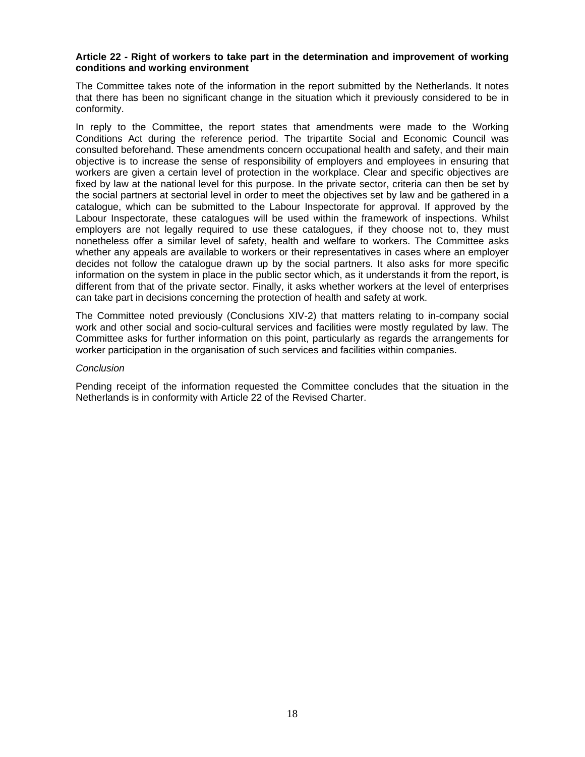**Article 22 - Right of workers to take part in the determination and improvement of working conditions and working environment**

The Committee takes note of the information in the report submitted by the Netherlands. It notes that there has been no significant change in the situation which it previously considered to be in conformity.

In reply to the Committee, the report states that amendments were made to the Working Conditions Act during the reference period. The tripartite Social and Economic Council was consulted beforehand. These amendments concern occupational health and safety, and their main objective is to increase the sense of responsibility of employers and employees in ensuring that workers are given a certain level of protection in the workplace. Clear and specific objectives are fixed by law at the national level for this purpose. In the private sector, criteria can then be set by the social partners at sectorial level in order to meet the objectives set by law and be gathered in a catalogue, which can be submitted to the Labour Inspectorate for approval. If approved by the Labour Inspectorate, these catalogues will be used within the framework of inspections. Whilst employers are not legally required to use these catalogues, if they choose not to, they must nonetheless offer a similar level of safety, health and welfare to workers. The Committee asks whether any appeals are available to workers or their representatives in cases where an employer decides not follow the catalogue drawn up by the social partners. It also asks for more specific information on the system in place in the public sector which, as it understands it from the report, is different from that of the private sector. Finally, it asks whether workers at the level of enterprises can take part in decisions concerning the protection of health and safety at work.

The Committee noted previously (Conclusions XIV-2) that matters relating to in-company social work and other social and socio-cultural services and facilities were mostly regulated by law. The Committee asks for further information on this point, particularly as regards the arrangements for worker participation in the organisation of such services and facilities within companies.

*Conclusion*

Pending receipt of the information requested the Committee concludes that the situation in the Netherlands is in conformity with Article 22 of the Revised Charter.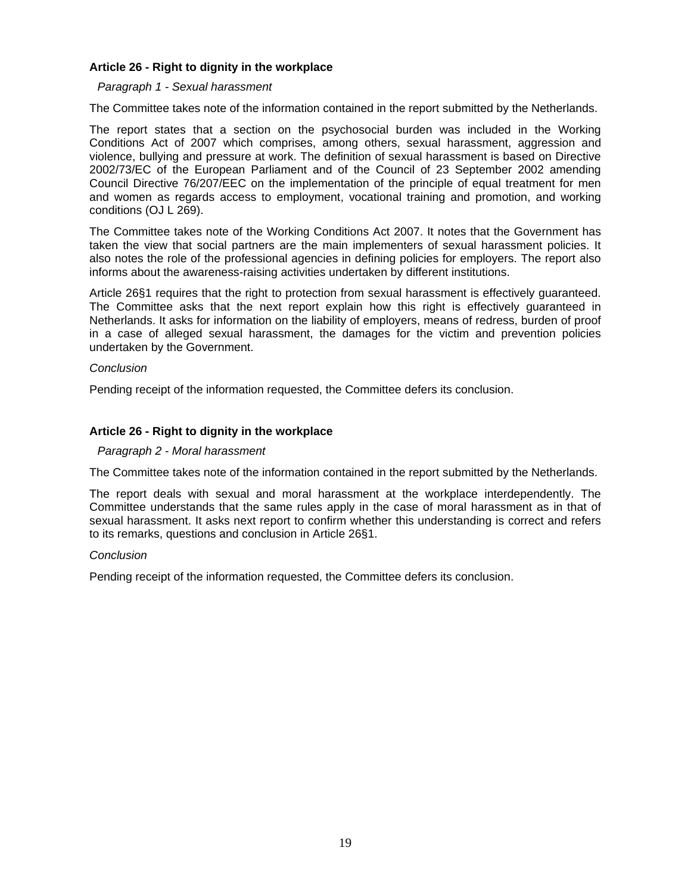### Article 26 - Right to dignity in the workplace

*Paragraph 1 - Sexual harassment*

The Committee takes note of the information contained in the report submitted by the Netherlands.

The report states that a section on the psychosocial burden was included in the Working Conditions Act of 2007 which comprises, among others, sexual harassment, aggression and violence, bullying and pressure at work. The definition of sexual harassment is based on Directive 2002/73/EC of the European Parliament and of the Council of 23 September 2002 amending Council Directive 76/207/EEC on the implementation of the principle of equal treatment for men and women as regards access to employment, vocational training and promotion, and working conditions (OJ L 269).

The Committee takes note of the Working Conditions Act 2007. It notes that the Government has taken the view that social partners are the main implementers of sexual harassment policies. It also notes the role of the professional agencies in defining policies for employers. The report also informs about the awareness-raising activities undertaken by different institutions.

Article 26§1 requires that the right to protection from sexual harassment is effectively guaranteed. The Committee asks that the next report explain how this right is effectively guaranteed in Netherlands. It asks for information on the liability of employers, means of redress, burden of proof in a case of alleged sexual harassment, the damages for the victim and prevention policies undertaken by the Government.

*Conclusion*

Pending receipt of the information requested, the Committee defers its conclusion.

### Article 26 - Right to dignity in the workplace

*Paragraph 2 - Moral harassment*

The Committee takes note of the information contained in the report submitted by the Netherlands.

The report deals with sexual and moral harassment at the workplace interdependently. The Committee understands that the same rules apply in the case of moral harassment as in that of sexual harassment. It asks next report to confirm whether this understanding is correct and refers to its remarks, questions and conclusion in Article 26§1.

*Conclusion*

Pending receipt of the information requested, the Committee defers its conclusion.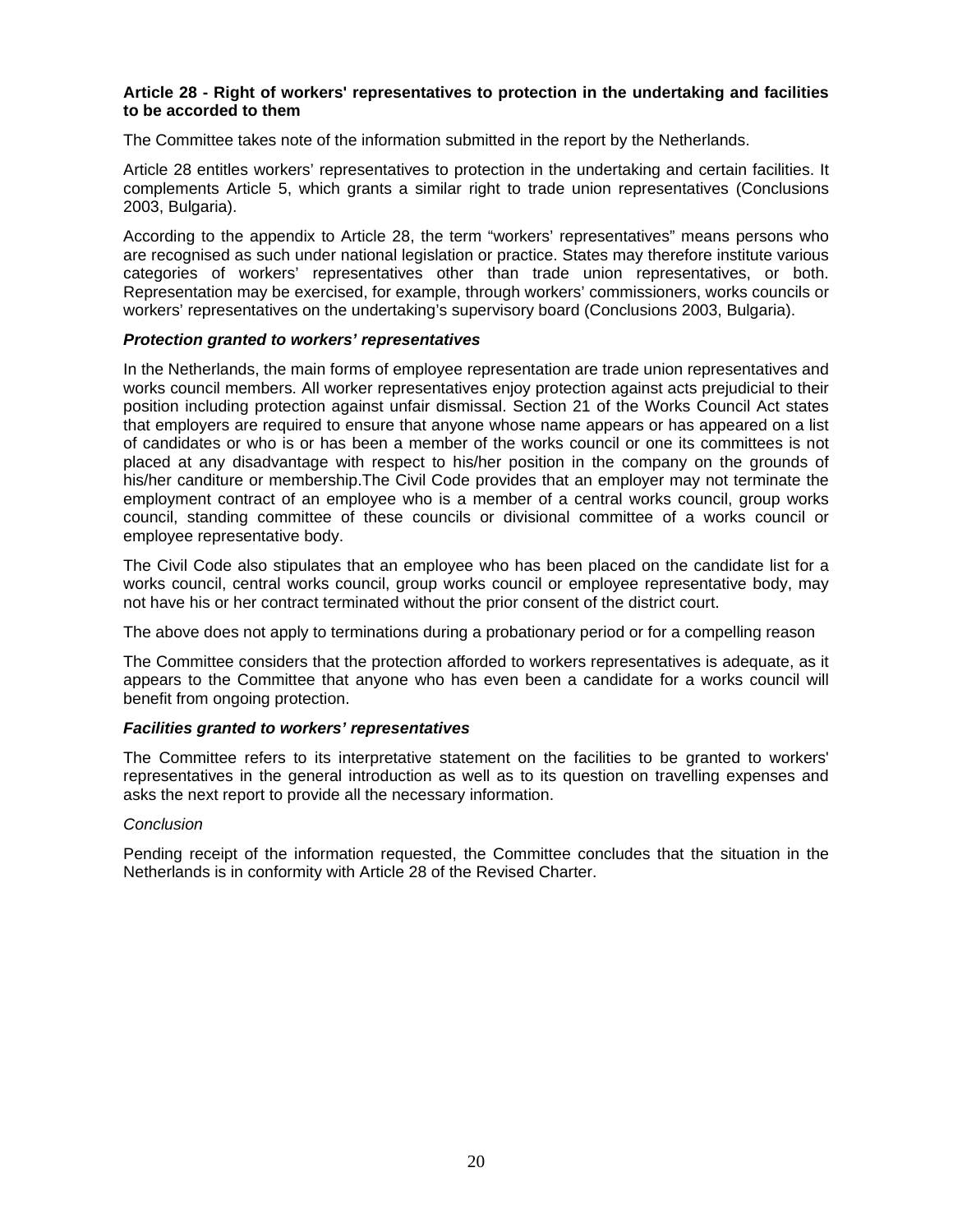**Article 28 - Right of workers' representatives to protection in the undertaking and facilities to be accorded to them**

The Committee takes note of the information submitted in the report by the Netherlands.

Article 28 entitles workers' representatives to protection in the undertaking and certain facilities. It complements Article 5, which grants a similar right to trade union representatives (Conclusions 2003, Bulgaria).

According to the appendix to Article 28, the term "workers' representatives" means persons who are recognised as such under national legislation or practice. States may therefore institute various categories of workers' representatives other than trade union representatives, or both. Representation may be exercised, for example, through workers' commissioners, works councils or workers' representatives on the undertaking's supervisory board (Conclusions 2003, Bulgaria).

***Protection granted to workers' representatives***

In the Netherlands, the main forms of employee representation are trade union representatives and works council members. All worker representatives enjoy protection against acts prejudicial to their position including protection against unfair dismissal. Section 21 of the Works Council Act states that employers are required to ensure that anyone whose name appears or has appeared on a list of candidates or who is or has been a member of the works council or one its committees is not placed at any disadvantage with respect to his/her position in the company on the grounds of his/her canditure or membership.The Civil Code provides that an employer may not terminate the employment contract of an employee who is a member of a central works council, group works council, standing committee of these councils or divisional committee of a works council or employee representative body.

The Civil Code also stipulates that an employee who has been placed on the candidate list for a works council, central works council, group works council or employee representative body, may not have his or her contract terminated without the prior consent of the district court.

The above does not apply to terminations during a probationary period or for a compelling reason

The Committee considers that the protection afforded to workers representatives is adequate, as it appears to the Committee that anyone who has even been a candidate for a works council will benefit from ongoing protection.

***Facilities granted to workers' representatives***

The Committee refers to its interpretative statement on the facilities to be granted to workers' representatives in the general introduction as well as to its question on travelling expenses and asks the next report to provide all the necessary information.

*Conclusion*

Pending receipt of the information requested, the Committee concludes that the situation in the Netherlands is in conformity with Article 28 of the Revised Charter.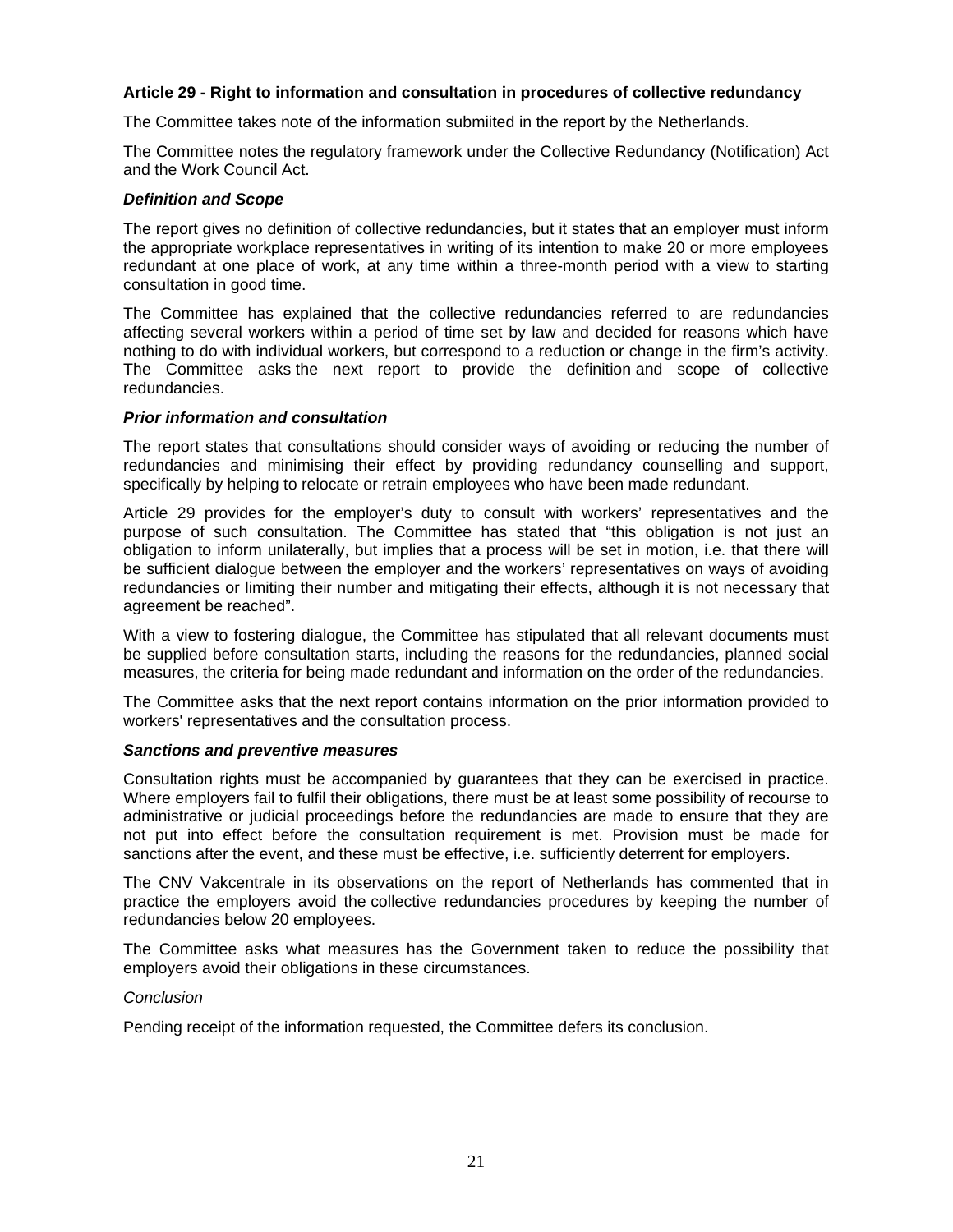### Article 29 - Right to information and consultation in procedures of collective redundancy

The Committee takes note of the information submiited in the report by the Netherlands.

The Committee notes the regulatory framework under the Collective Redundancy (Notification) Act and the Work Council Act.

#### *Definition and Scope*

The report gives no definition of collective redundancies, but it states that an employer must inform the appropriate workplace representatives in writing of its intention to make 20 or more employees redundant at one place of work, at any time within a three-month period with a view to starting consultation in good time.

The Committee has explained that the collective redundancies referred to are redundancies affecting several workers within a period of time set by law and decided for reasons which have nothing to do with individual workers, but correspond to a reduction or change in the firm's activity. The Committee asks the next report to provide the definition and scope of collective redundancies.

#### *Prior information and consultation*

The report states that consultations should consider ways of avoiding or reducing the number of redundancies and minimising their effect by providing redundancy counselling and support, specifically by helping to relocate or retrain employees who have been made redundant.

Article 29 provides for the employer's duty to consult with workers' representatives and the purpose of such consultation. The Committee has stated that "this obligation is not just an obligation to inform unilaterally, but implies that a process will be set in motion, i.e. that there will be sufficient dialogue between the employer and the workers' representatives on ways of avoiding redundancies or limiting their number and mitigating their effects, although it is not necessary that agreement be reached".

With a view to fostering dialogue, the Committee has stipulated that all relevant documents must be supplied before consultation starts, including the reasons for the redundancies, planned social measures, the criteria for being made redundant and information on the order of the redundancies.

The Committee asks that the next report contains information on the prior information provided to workers' representatives and the consultation process.

#### *Sanctions and preventive measures*

Consultation rights must be accompanied by guarantees that they can be exercised in practice. Where employers fail to fulfil their obligations, there must be at least some possibility of recourse to administrative or judicial proceedings before the redundancies are made to ensure that they are not put into effect before the consultation requirement is met. Provision must be made for sanctions after the event, and these must be effective, i.e. sufficiently deterrent for employers.

The CNV Vakcentrale in its observations on the report of Netherlands has commented that in practice the employers avoid the collective redundancies procedures by keeping the number of redundancies below 20 employees.

The Committee asks what measures has the Government taken to reduce the possibility that employers avoid their obligations in these circumstances.

*Conclusion*

Pending receipt of the information requested, the Committee defers its conclusion.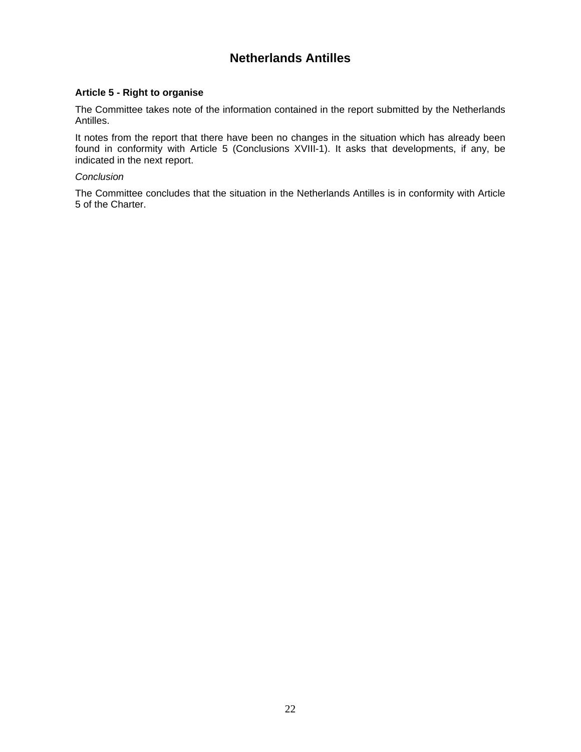# Netherlands Antilles

### Article 5 - Right to organise

The Committee takes note of the information contained in the report submitted by the Netherlands Antilles.

It notes from the report that there have been no changes in the situation which has already been found in conformity with Article 5 (Conclusions XVIII-1). It asks that developments, if any, be indicated in the next report.

*Conclusion*

The Committee concludes that the situation in the Netherlands Antilles is in conformity with Article 5 of the Charter.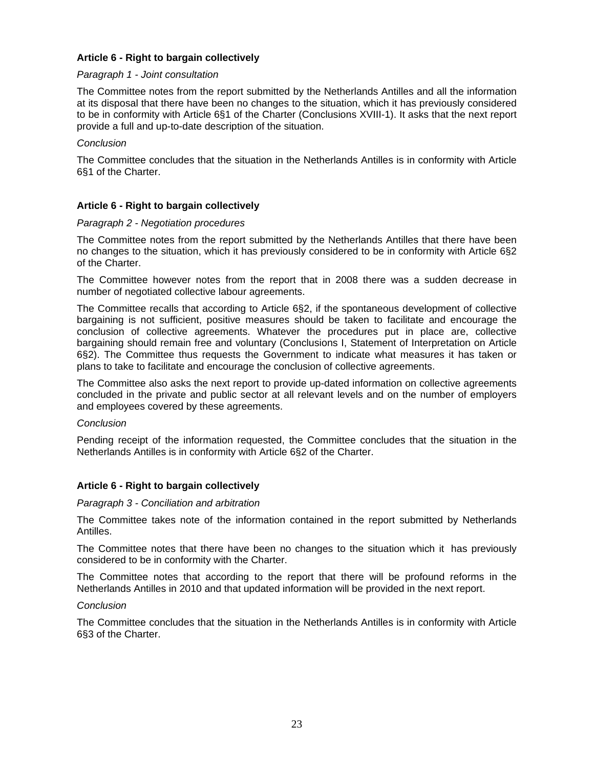**Article 6 - Right to bargain collectively**

*Paragraph 1 - Joint consultation*

The Committee notes from the report submitted by the Netherlands Antilles and all the information at its disposal that there have been no changes to the situation, which it has previously considered to be in conformity with Article 6§1 of the Charter (Conclusions XVIII-1). It asks that the next report provide a full and up-to-date description of the situation.

*Conclusion*

The Committee concludes that the situation in the Netherlands Antilles is in conformity with Article 6§1 of the Charter.

**Article 6 - Right to bargain collectively**

*Paragraph 2 - Negotiation procedures*

The Committee notes from the report submitted by the Netherlands Antilles that there have been no changes to the situation, which it has previously considered to be in conformity with Article 6§2 of the Charter.

The Committee however notes from the report that in 2008 there was a sudden decrease in number of negotiated collective labour agreements.

The Committee recalls that according to Article 6§2, if the spontaneous development of collective bargaining is not sufficient, positive measures should be taken to facilitate and encourage the conclusion of collective agreements. Whatever the procedures put in place are, collective bargaining should remain free and voluntary (Conclusions I, Statement of Interpretation on Article 6§2). The Committee thus requests the Government to indicate what measures it has taken or plans to take to facilitate and encourage the conclusion of collective agreements.

The Committee also asks the next report to provide up-dated information on collective agreements concluded in the private and public sector at all relevant levels and on the number of employers and employees covered by these agreements.

*Conclusion*

Pending receipt of the information requested, the Committee concludes that the situation in the Netherlands Antilles is in conformity with Article 6§2 of the Charter.

**Article 6 - Right to bargain collectively**

*Paragraph 3 - Conciliation and arbitration*

The Committee takes note of the information contained in the report submitted by Netherlands Antilles.

The Committee notes that there have been no changes to the situation which it has previously considered to be in conformity with the Charter.

The Committee notes that according to the report that there will be profound reforms in the Netherlands Antilles in 2010 and that updated information will be provided in the next report.

*Conclusion*

The Committee concludes that the situation in the Netherlands Antilles is in conformity with Article 6§3 of the Charter.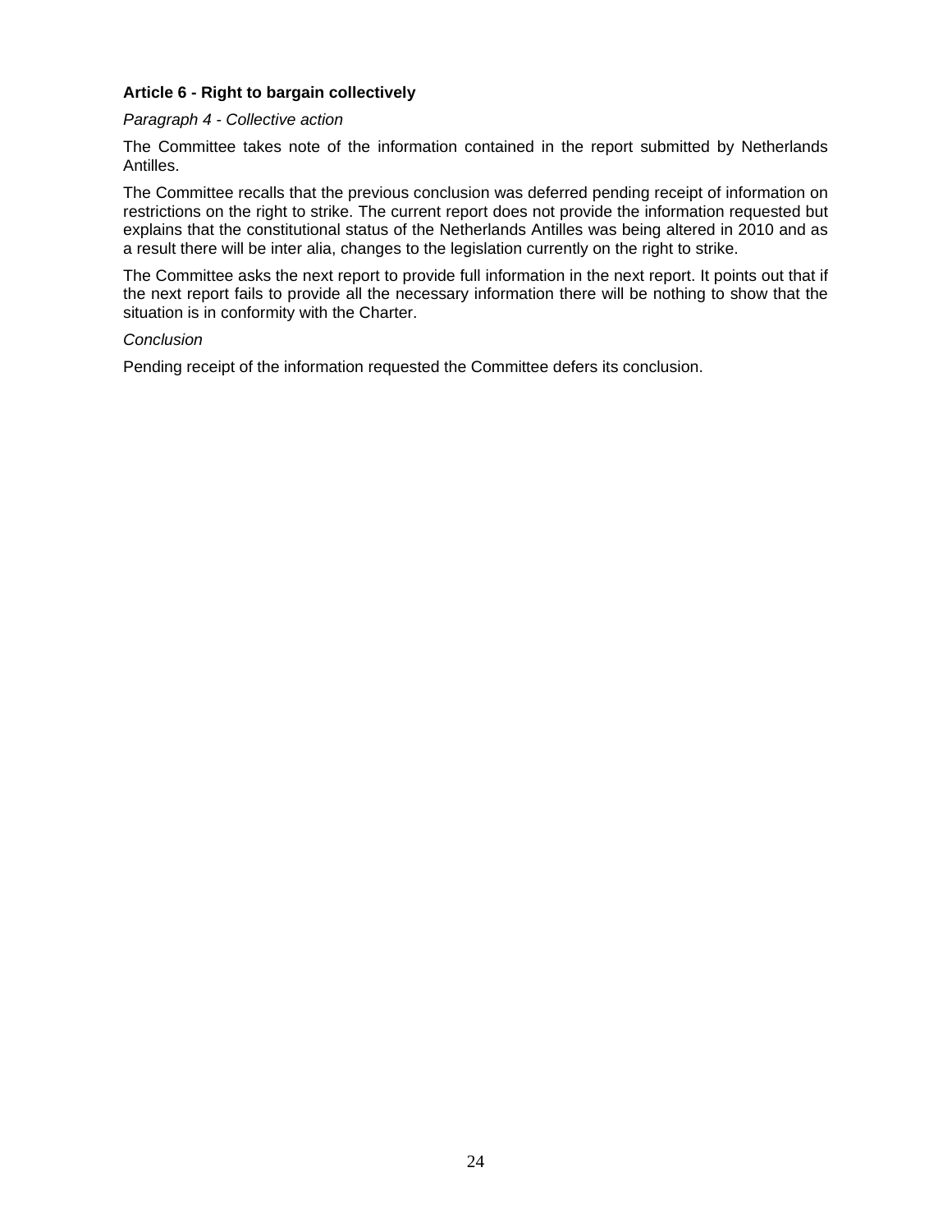### Article 6 - Right to bargain collectively

*Paragraph 4 - Collective action*

The Committee takes note of the information contained in the report submitted by Netherlands Antilles.

The Committee recalls that the previous conclusion was deferred pending receipt of information on restrictions on the right to strike. The current report does not provide the information requested but explains that the constitutional status of the Netherlands Antilles was being altered in 2010 and as a result there will be inter alia, changes to the legislation currently on the right to strike.

The Committee asks the next report to provide full information in the next report. It points out that if the next report fails to provide all the necessary information there will be nothing to show that the situation is in conformity with the Charter.

*Conclusion*

Pending receipt of the information requested the Committee defers its conclusion.